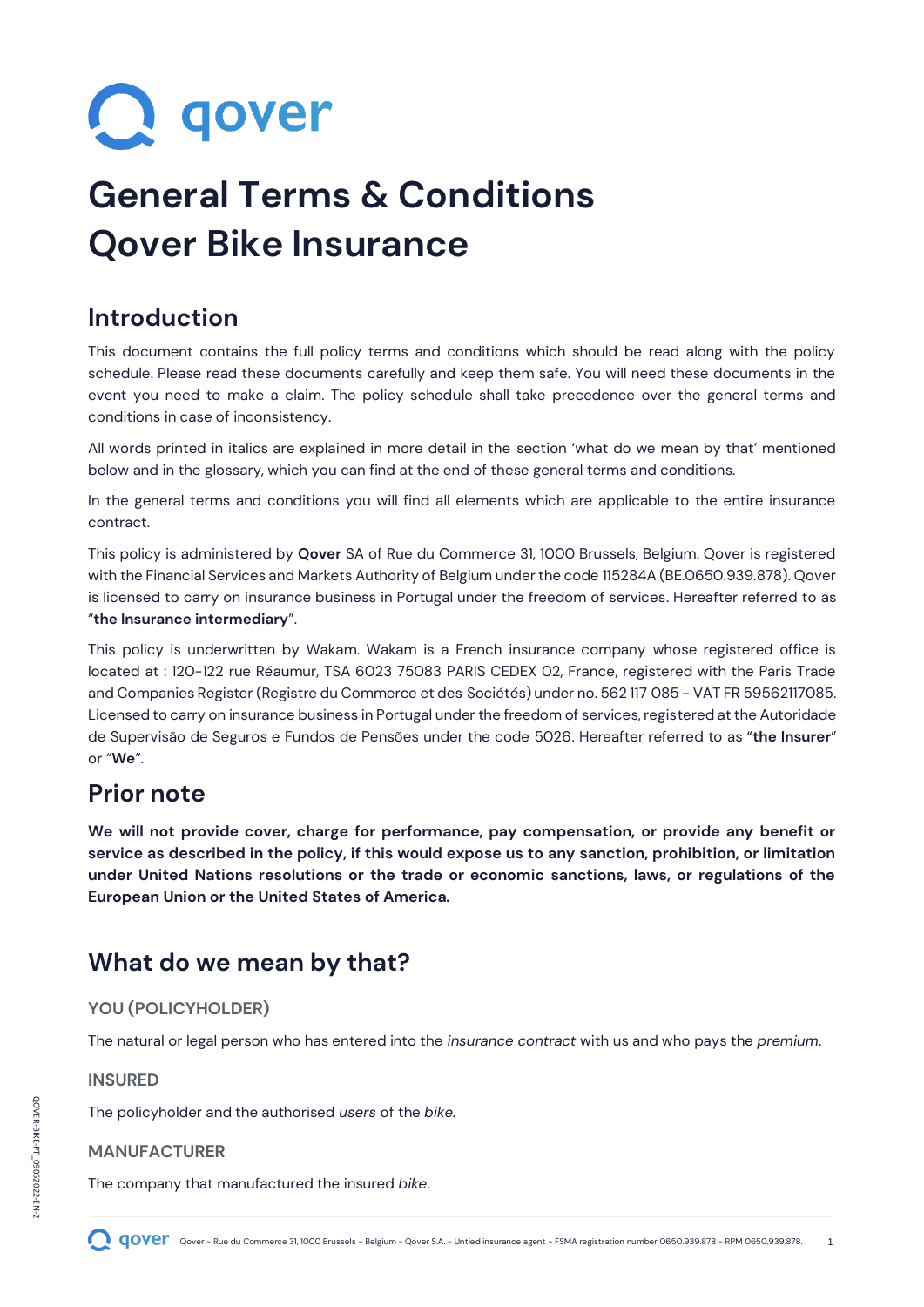# General Terms & Conditions Qover Bike Insurance

## Introduction

This document contains the full policy terms and conditions which should be read along with the policy schedule. Please read these documents carefully and keep them safe. You will need these documents in the event you need to make a claim. The policy schedule shall take precedence over the general terms and conditions in case of inconsistency.

All words printed in italics are explained in more detail in the section 'what do we mean by that' mentioned below and in the glossary, which you can find at the end of these general terms and conditions.

In the general terms and conditions you will find all elements which are applicable to the entire insurance contract.

This policy is administered by **Qover** SA of Rue du Commerce 31, 1000 Brussels, Belgium. Qover is registered with the Financial Services and Markets Authority of Belgium under the code 115284A (BE.0650.939.878). Qover is licensed to carry on insurance business in Portugal under the freedom of services. Hereafter referred to as "**the Insurance intermediary**".

This policy is underwritten by Wakam. Wakam is a French insurance company whose registered office is located at : 120-122 rue Réaumur, TSA 6023 75083 PARIS CEDEX 02, France, registered with the Paris Trade and Companies Register (Registre du Commerce et des Sociétés) under no. 562 117 085 - VAT FR 59562117085. Licensed to carry on insurance business in Portugal under the freedom of services, registered at the Autoridade de Supervisão de Seguros e Fundos de Pensões under the code 5026. Hereafter referred to as "**the Insurer**" or "**We**".

## Prior note

**We will not provide cover, charge for performance, pay compensation, or provide any benefit or service as described in the policy, if this would expose us to any sanction, prohibition, or limitation under United Nations resolutions or the trade or economic sanctions, laws, or regulations of the European Union or the United States of America.**

## What do we mean by that?

### YOU (POLICYHOLDER)

The natural or legal person who has entered into the *insurance contract* with us and who pays the *premium*.

### INSURED

The policyholder and the authorised *users* of the *bike*.

### MANUFACTURER

The company that manufactured the insured *bike*.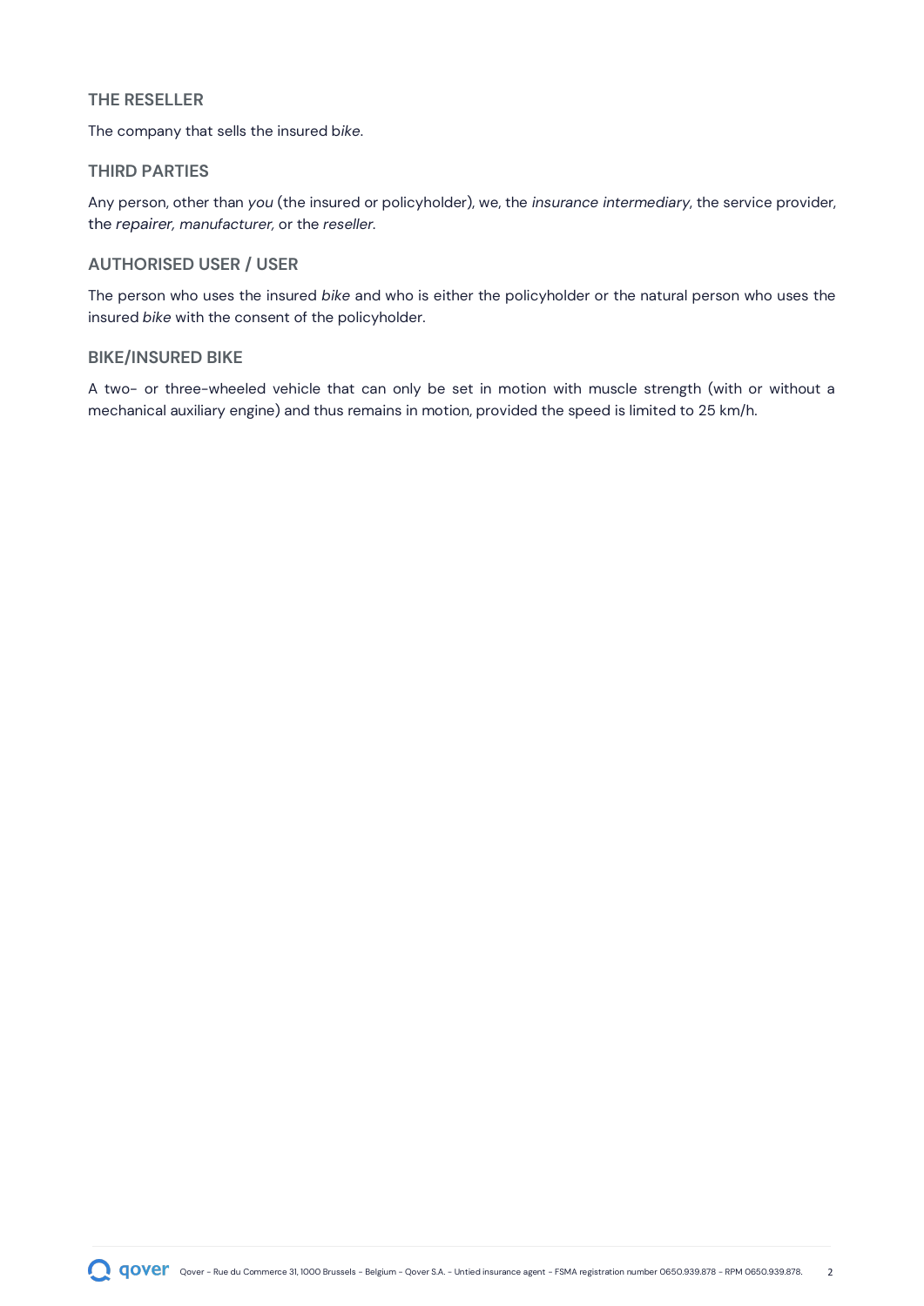### THE RESELLER

The company that sells the insured *bike*.

### THIRD PARTIES

Any person, other than *you* (the insured or policyholder), we, the *insurance intermediary*, the service provider, the *repairer, manufacturer,* or the *reseller*.

### AUTHORISED USER / USER

The person who uses the insured *bike* and who is either the policyholder or the natural person who uses the insured *bike* with the consent of the policyholder.

### BIKE/INSURED BIKE

A two- or three-wheeled vehicle that can only be set in motion with muscle strength (with or without a mechanical auxiliary engine) and thus remains in motion, provided the speed is limited to 25 km/h.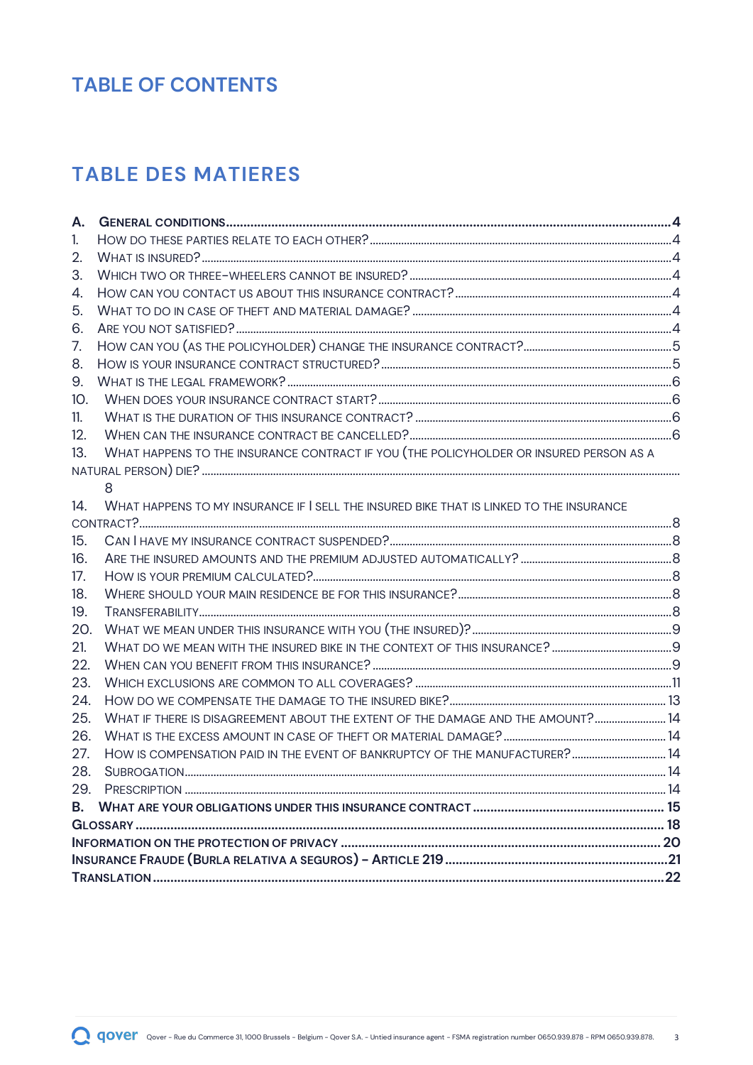# TABLE OF CONTENTS

# TABLE DES MATIERES

**A. GENERAL CONDITIONS** .......... **4**

1. How do these parties relate to each other? .......... 4
2. What is insured? .......... 4
3. Which two or three-wheelers cannot be insured? .......... 4
4. How can you contact us about this insurance contract? .......... 4
5. What to do in case of theft and material damage? .......... 4
6. Are you not satisfied? .......... 4
7. How can you (as the policyholder) change the insurance contract? .......... 5
8. How is your insurance contract structured? .......... 5
9. What is the legal framework? .......... 6
10. When does your insurance contract start? .......... 6
11. What is the duration of this insurance contract? .......... 6
12. When can the insurance contract be cancelled? .......... 6
13. What happens to the insurance contract if you (the policyholder or insured person as a natural person) die? .......... 8
14. What happens to my insurance if I sell the insured bike that is linked to the insurance contract? .......... 8
15. Can I have my insurance contract suspended? .......... 8
16. Are the insured amounts and the premium adjusted automatically? .......... 8
17. How is your premium calculated? .......... 8
18. Where should your main residence be for this insurance? .......... 8
19. Transferability .......... 8
20. What we mean under this insurance with you (the insured)? .......... 9
21. What do we mean with the insured bike in the context of this insurance? .......... 9
22. When can you benefit from this insurance? .......... 9
23. Which exclusions are common to all coverages? .......... 11
24. How do we compensate the damage to the insured bike? .......... 13
25. What if there is disagreement about the extent of the damage and the amount? .......... 14
26. What is the excess amount in case of theft or material damage? .......... 14
27. How is compensation paid in the event of bankruptcy of the manufacturer? .......... 14
28. Subrogation .......... 14
29. Prescription .......... 14

**B. WHAT ARE YOUR OBLIGATIONS UNDER THIS INSURANCE CONTRACT** .......... **15**

**GLOSSARY** .......... **18**

**INFORMATION ON THE PROTECTION OF PRIVACY** .......... **20**

**INSURANCE FRAUDE (BURLA RELATIVA A SEGUROS) – ARTICLE 219** .......... **21**

**TRANSLATION** .......... **22**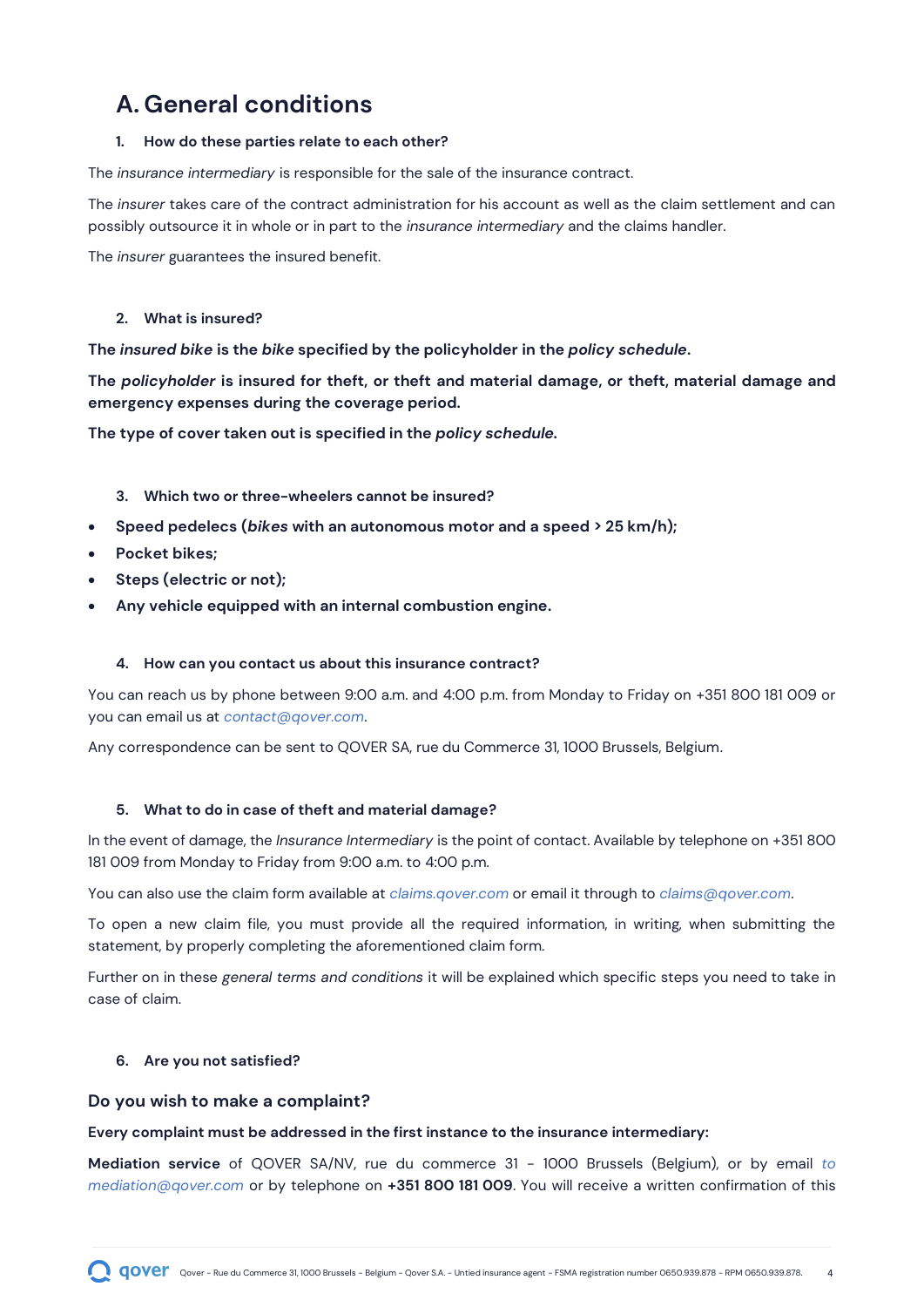# A. General conditions

### 1. How do these parties relate to each other?

The *insurance intermediary* is responsible for the sale of the insurance contract.

The *insurer* takes care of the contract administration for his account as well as the claim settlement and can possibly outsource it in whole or in part to the *insurance intermediary* and the claims handler.

The *insurer* guarantees the insured benefit.

### 2. What is insured?

**The *insured bike* is the *bike* specified by the policyholder in the *policy schedule*.**

**The *policyholder* is insured for theft, or theft and material damage, or theft, material damage and emergency expenses during the coverage period.**

**The type of cover taken out is specified in the *policy schedule*.**

### 3. Which two or three-wheelers cannot be insured?

- **Speed pedelecs (*bikes* with an autonomous motor and a speed > 25 km/h);**
- **Pocket bikes;**
- **Steps (electric or not);**
- **Any vehicle equipped with an internal combustion engine.**

### 4. How can you contact us about this insurance contract?

You can reach us by phone between 9:00 a.m. and 4:00 p.m. from Monday to Friday on +351 800 181 009 or you can email us at *contact@qover.com*.

Any correspondence can be sent to QOVER SA, rue du Commerce 31, 1000 Brussels, Belgium.

### 5. What to do in case of theft and material damage?

In the event of damage, the *Insurance Intermediary* is the point of contact. Available by telephone on +351 800 181 009 from Monday to Friday from 9:00 a.m. to 4:00 p.m.

You can also use the claim form available at *claims.qover.com* or email it through to *claims@qover.com*.

To open a new claim file, you must provide all the required information, in writing, when submitting the statement, by properly completing the aforementioned claim form.

Further on in these *general terms and conditions* it will be explained which specific steps you need to take in case of claim.

### 6. Are you not satisfied?

## Do you wish to make a complaint?

**Every complaint must be addressed in the first instance to the insurance intermediary:**

**Mediation service** of QOVER SA/NV, rue du commerce 31 – 1000 Brussels (Belgium), or by email *to mediation@qover.com* or by telephone on **+351 800 181 009**. You will receive a written confirmation of this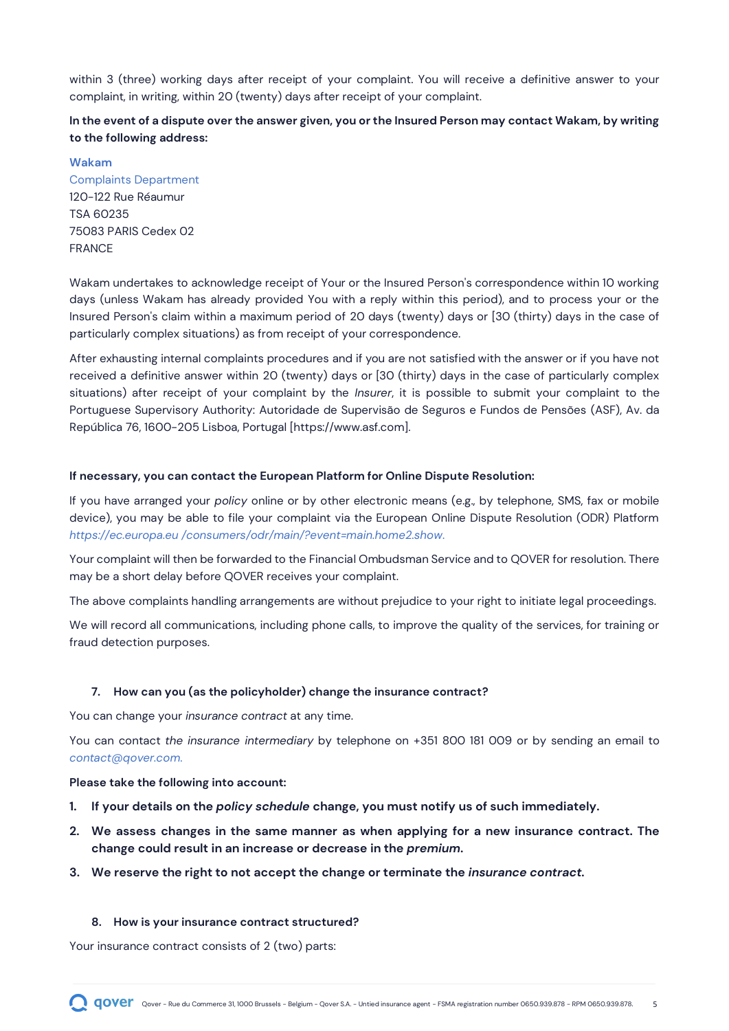within 3 (three) working days after receipt of your complaint. You will receive a definitive answer to your complaint, in writing, within 20 (twenty) days after receipt of your complaint.

**In the event of a dispute over the answer given, you or the Insured Person may contact Wakam, by writing to the following address:**

Wakam
Complaints Department
120-122 Rue Réaumur
TSA 60235
75083 PARIS Cedex 02
FRANCE

Wakam undertakes to acknowledge receipt of Your or the Insured Person's correspondence within 10 working days (unless Wakam has already provided You with a reply within this period), and to process your or the Insured Person's claim within a maximum period of 20 days (twenty) days or [30 (thirty) days in the case of particularly complex situations) as from receipt of your correspondence.

After exhausting internal complaints procedures and if you are not satisfied with the answer or if you have not received a definitive answer within 20 (twenty) days or [30 (thirty) days in the case of particularly complex situations) after receipt of your complaint by the *Insurer*, it is possible to submit your complaint to the Portuguese Supervisory Authority: Autoridade de Supervisão de Seguros e Fundos de Pensões (ASF), Av. da República 76, 1600-205 Lisboa, Portugal [https://www.asf.com].

**If necessary, you can contact the European Platform for Online Dispute Resolution:**

If you have arranged your *policy* online or by other electronic means (e.g., by telephone, SMS, fax or mobile device), you may be able to file your complaint via the European Online Dispute Resolution (ODR) Platform *https://ec.europa.eu /consumers/odr/main/?event=main.home2.show.*

Your complaint will then be forwarded to the Financial Ombudsman Service and to QOVER for resolution. There may be a short delay before QOVER receives your complaint.

The above complaints handling arrangements are without prejudice to your right to initiate legal proceedings.

We will record all communications, including phone calls, to improve the quality of the services, for training or fraud detection purposes.

## 7. How can you (as the policyholder) change the insurance contract?

You can change your *insurance contract* at any time.

You can contact *the insurance intermediary* by telephone on +351 800 181 009 or by sending an email to *contact@qover.com.*

**Please take the following into account:**

1. **If your details on the *policy schedule* change, you must notify us of such immediately.**
2. **We assess changes in the same manner as when applying for a new insurance contract. The change could result in an increase or decrease in the *premium*.**
3. **We reserve the right to not accept the change or terminate the *insurance contract*.**

## 8. How is your insurance contract structured?

Your insurance contract consists of 2 (two) parts: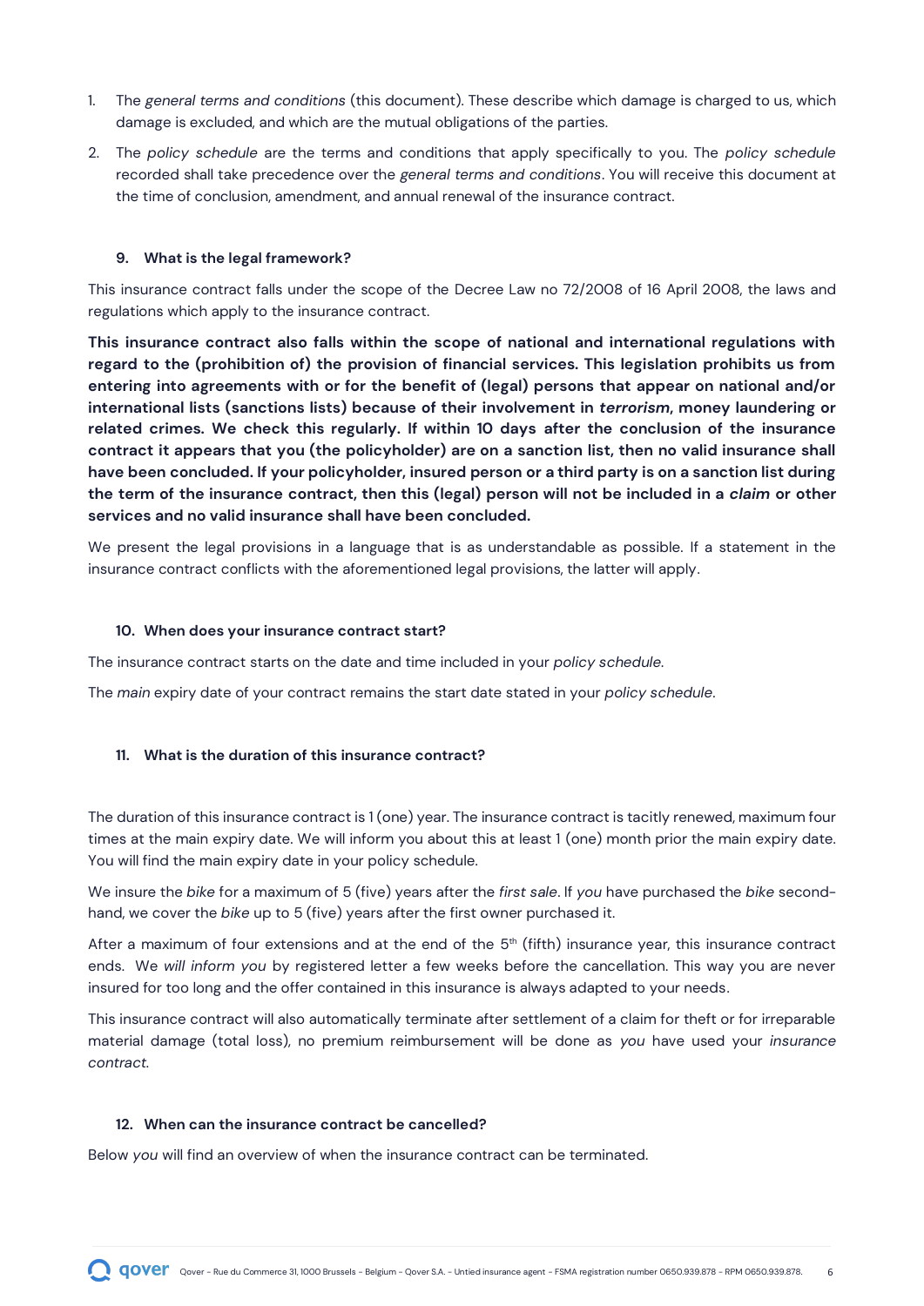1. The *general terms and conditions* (this document). These describe which damage is charged to us, which damage is excluded, and which are the mutual obligations of the parties.
2. The *policy schedule* are the terms and conditions that apply specifically to you. The *policy schedule* recorded shall take precedence over the *general terms and conditions*. You will receive this document at the time of conclusion, amendment, and annual renewal of the insurance contract.

### 9. What is the legal framework?

This insurance contract falls under the scope of the Decree Law no 72/2008 of 16 April 2008, the laws and regulations which apply to the insurance contract.

**This insurance contract also falls within the scope of national and international regulations with regard to the (prohibition of) the provision of financial services. This legislation prohibits us from entering into agreements with or for the benefit of (legal) persons that appear on national and/or international lists (sanctions lists) because of their involvement in *terrorism*, money laundering or related crimes. We check this regularly. If within 10 days after the conclusion of the insurance contract it appears that you (the policyholder) are on a sanction list, then no valid insurance shall have been concluded. If your policyholder, insured person or a third party is on a sanction list during the term of the insurance contract, then this (legal) person will not be included in a *claim* or other services and no valid insurance shall have been concluded.**

We present the legal provisions in a language that is as understandable as possible. If a statement in the insurance contract conflicts with the aforementioned legal provisions, the latter will apply.

### 10. When does your insurance contract start?

The insurance contract starts on the date and time included in your *policy schedule*.

The *main* expiry date of your contract remains the start date stated in your *policy schedule*.

### 11. What is the duration of this insurance contract?

The duration of this insurance contract is 1 (one) year. The insurance contract is tacitly renewed, maximum four times at the main expiry date. We will inform you about this at least 1 (one) month prior the main expiry date. You will find the main expiry date in your policy schedule.

We insure the *bike* for a maximum of 5 (five) years after the *first sale*. If *you* have purchased the *bike* second-hand, we cover the *bike* up to 5 (five) years after the first owner purchased it.

After a maximum of four extensions and at the end of the 5th (fifth) insurance year, this insurance contract ends. We *will inform you* by registered letter a few weeks before the cancellation. This way you are never insured for too long and the offer contained in this insurance is always adapted to your needs.

This insurance contract will also automatically terminate after settlement of a claim for theft or for irreparable material damage (total loss), no premium reimbursement will be done as *you* have used your *insurance contract*.

### 12. When can the insurance contract be cancelled?

Below *you* will find an overview of when the insurance contract can be terminated.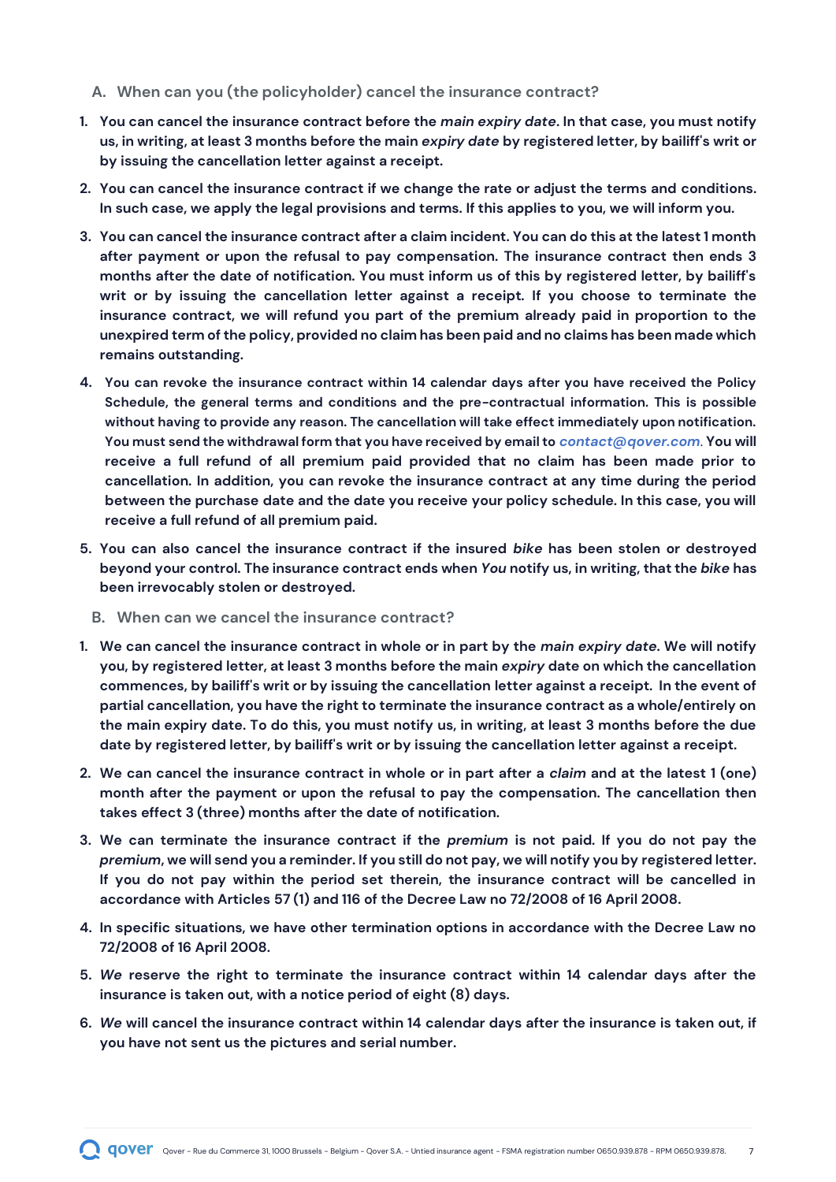### A. When can you (the policyholder) cancel the insurance contract?

1. **You can cancel the insurance contract before the *main expiry date*. In that case, you must notify us, in writing, at least 3 months before the main *expiry date* by registered letter, by bailiff's writ or by issuing the cancellation letter against a receipt.**
2. **You can cancel the insurance contract if we change the rate or adjust the terms and conditions. In such case, we apply the legal provisions and terms. If this applies to you, we will inform you.**
3. **You can cancel the insurance contract after a claim incident. You can do this at the latest 1 month after payment or upon the refusal to pay compensation. The insurance contract then ends 3 months after the date of notification. You must inform us of this by registered letter, by bailiff's writ or by issuing the cancellation letter against a receipt. If you choose to terminate the insurance contract, we will refund you part of the premium already paid in proportion to the unexpired term of the policy, provided no claim has been paid and no claims has been made which remains outstanding.**
4. **You can revoke the insurance contract within 14 calendar days after you have received the Policy Schedule, the general terms and conditions and the pre-contractual information. This is possible without having to provide any reason. The cancellation will take effect immediately upon notification. You must send the withdrawal form that you have received by email to *contact@qover.com*. You will receive a full refund of all premium paid provided that no claim has been made prior to cancellation. In addition, you can revoke the insurance contract at any time during the period between the purchase date and the date you receive your policy schedule. In this case, you will receive a full refund of all premium paid.**
5. **You can also cancel the insurance contract if the insured *bike* has been stolen or destroyed beyond your control. The insurance contract ends when *You* notify us, in writing, that the *bike* has been irrevocably stolen or destroyed.**

### B. When can we cancel the insurance contract?

1. **We can cancel the insurance contract in whole or in part by the *main expiry date*. We will notify you, by registered letter, at least 3 months before the main *expiry* date on which the cancellation commences, by bailiff's writ or by issuing the cancellation letter against a receipt. In the event of partial cancellation, you have the right to terminate the insurance contract as a whole/entirely on the main expiry date. To do this, you must notify us, in writing, at least 3 months before the due date by registered letter, by bailiff's writ or by issuing the cancellation letter against a receipt.**
2. **We can cancel the insurance contract in whole or in part after a *claim* and at the latest 1 (one) month after the payment or upon the refusal to pay the compensation. The cancellation then takes effect 3 (three) months after the date of notification.**
3. **We can terminate the insurance contract if the *premium* is not paid. If you do not pay the *premium*, we will send you a reminder. If you still do not pay, we will notify you by registered letter. If you do not pay within the period set therein, the insurance contract will be cancelled in accordance with Articles 57 (1) and 116 of the Decree Law no 72/2008 of 16 April 2008.**
4. **In specific situations, we have other termination options in accordance with the Decree Law no 72/2008 of 16 April 2008.**
5. ***We* reserve the right to terminate the insurance contract within 14 calendar days after the insurance is taken out, with a notice period of eight (8) days.**
6. ***We* will cancel the insurance contract within 14 calendar days after the insurance is taken out, if you have not sent us the pictures and serial number.**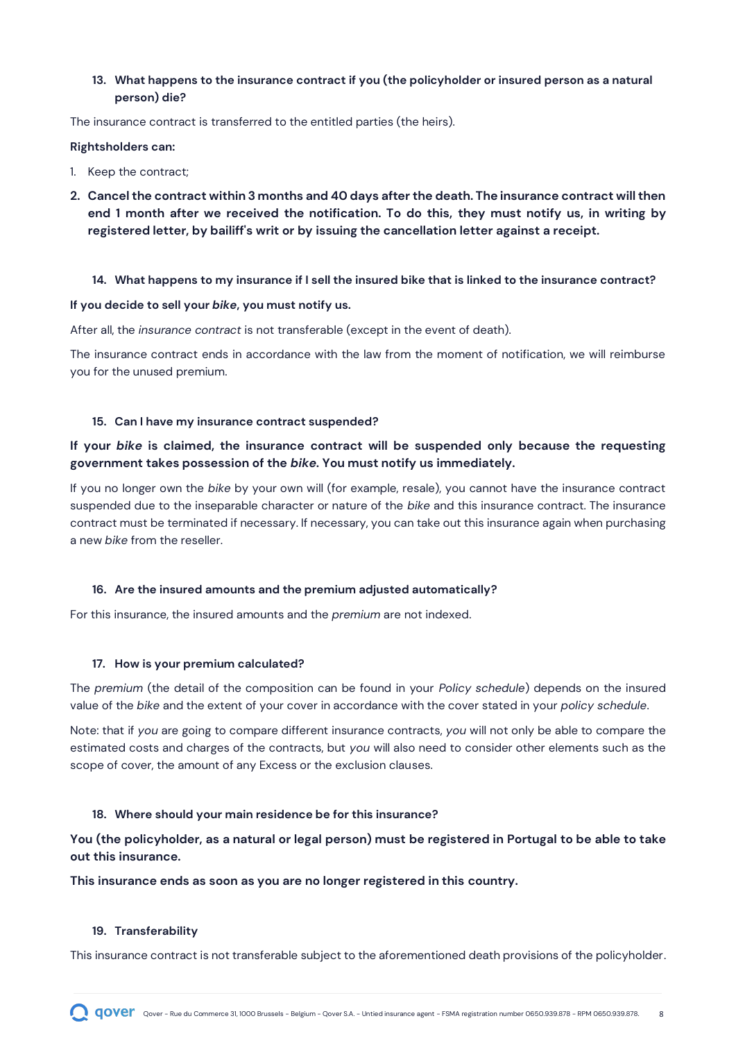### 13. What happens to the insurance contract if you (the policyholder or insured person as a natural person) die?

The insurance contract is transferred to the entitled parties (the heirs).

**Rightsholders can:**

1. Keep the contract;
2. **Cancel the contract within 3 months and 40 days after the death. The insurance contract will then end 1 month after we received the notification. To do this, they must notify us, in writing by registered letter, by bailiff's writ or by issuing the cancellation letter against a receipt.**

### 14. What happens to my insurance if I sell the insured bike that is linked to the insurance contract?

**If you decide to sell your *bike*, you must notify us.**

After all, the *insurance contract* is not transferable (except in the event of death).

The insurance contract ends in accordance with the law from the moment of notification, we will reimburse you for the unused premium.

### 15. Can I have my insurance contract suspended?

**If your *bike* is claimed, the insurance contract will be suspended only because the requesting government takes possession of the *bike*. You must notify us immediately.**

If you no longer own the *bike* by your own will (for example, resale), you cannot have the insurance contract suspended due to the inseparable character or nature of the *bike* and this insurance contract. The insurance contract must be terminated if necessary. If necessary, you can take out this insurance again when purchasing a new *bike* from the reseller.

### 16. Are the insured amounts and the premium adjusted automatically?

For this insurance, the insured amounts and the *premium* are not indexed.

### 17. How is your premium calculated?

The *premium* (the detail of the composition can be found in your *Policy schedule*) depends on the insured value of the *bike* and the extent of your cover in accordance with the cover stated in your *policy schedule*.

Note: that if *you* are going to compare different insurance contracts, *you* will not only be able to compare the estimated costs and charges of the contracts, but *you* will also need to consider other elements such as the scope of cover, the amount of any Excess or the exclusion clauses.

### 18. Where should your main residence be for this insurance?

**You (the policyholder, as a natural or legal person) must be registered in Portugal to be able to take out this insurance.**

**This insurance ends as soon as you are no longer registered in this country.**

### 19. Transferability

This insurance contract is not transferable subject to the aforementioned death provisions of the policyholder.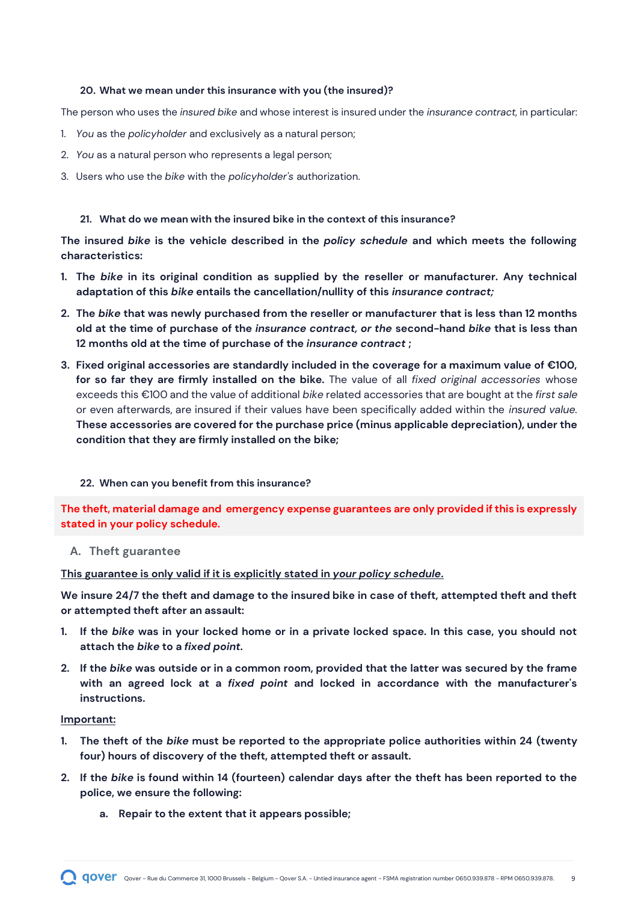### 20. What we mean under this insurance with you (the insured)?

The person who uses the *insured bike* and whose interest is insured under the *insurance contract*, in particular:

1. *You* as the *policyholder* and exclusively as a natural person;
2. *You* as a natural person who represents a legal person;
3. Users who use the *bike* with the *policyholder's* authorization.

### 21. What do we mean with the insured bike in the context of this insurance?

**The insured *bike* is the vehicle described in the *policy schedule* and which meets the following characteristics:**

1. **The *bike* in its original condition as supplied by the reseller or manufacturer. Any technical adaptation of this *bike* entails the cancellation/nullity of this *insurance contract;***
2. **The *bike* that was newly purchased from the reseller or manufacturer that is less than 12 months old at the time of purchase of the *insurance contract, or the* second-hand *bike* that is less than 12 months old at the time of purchase of the *insurance contract* ;**
3. **Fixed original accessories are standardly included in the coverage for a maximum value of €100, for so far they are firmly installed on the bike.** The value of all *fixed original accessories* whose exceeds this €100 and the value of additional *bike* related accessories that are bought at the *first sale* or even afterwards, are insured if their values have been specifically added within the *insured value*. **These accessories are covered for the purchase price (minus applicable depreciation), under the condition that they are firmly installed on the bike;**

### 22. When can you benefit from this insurance?

**The theft, material damage and emergency expense guarantees are only provided if this is expressly stated in your policy schedule.**

#### A. Theft guarantee

<u>This guarantee is only valid if it is explicitly stated in *your policy schedule*.</u>

**We insure 24/7 the theft and damage to the insured bike in case of theft, attempted theft and theft or attempted theft after an assault:**

1. **If the *bike* was in your locked home or in a private locked space. In this case, you should not attach the *bike* to a *fixed point*.**
2. **If the *bike* was outside or in a common room, provided that the latter was secured by the frame with an agreed lock at a *fixed point* and locked in accordance with the manufacturer's instructions.**

<u>Important:</u>

1. **The theft of the *bike* must be reported to the appropriate police authorities within 24 (twenty four) hours of discovery of the theft, attempted theft or assault.**
2. **If the *bike* is found within 14 (fourteen) calendar days after the theft has been reported to the police, we ensure the following:**
   a. **Repair to the extent that it appears possible;**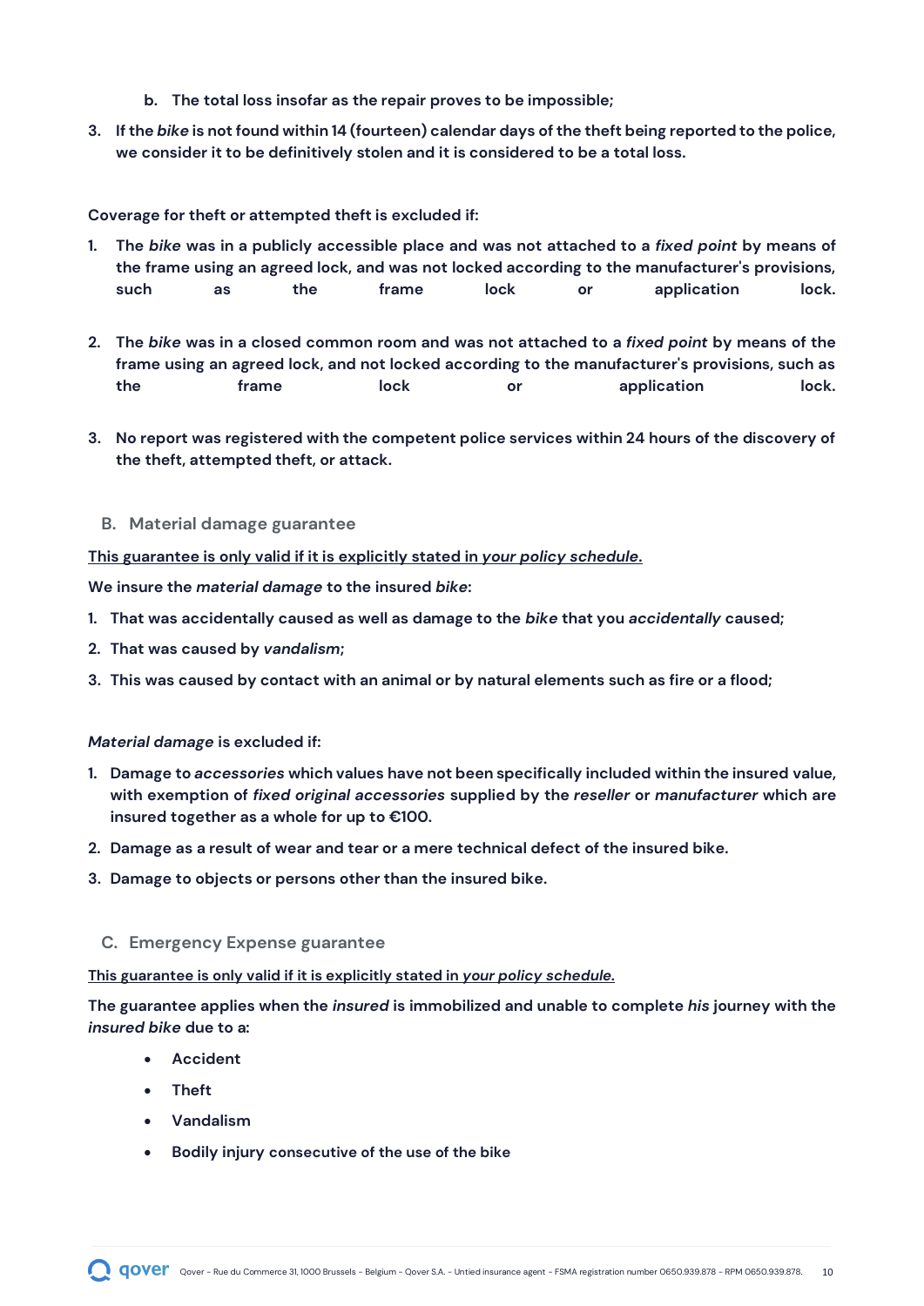b. **The total loss insofar as the repair proves to be impossible;**

3. **If the *bike* is not found within 14 (fourteen) calendar days of the theft being reported to the police, we consider it to be definitively stolen and it is considered to be a total loss.**

**Coverage for theft or attempted theft is excluded if:**

1. **The *bike* was in a publicly accessible place and was not attached to a *fixed point* by means of the frame using an agreed lock, and was not locked according to the manufacturer's provisions, such as the frame lock or application lock.**

2. **The *bike* was in a closed common room and was not attached to a *fixed point* by means of the frame using an agreed lock, and not locked according to the manufacturer's provisions, such as the frame lock or application lock.**

3. **No report was registered with the competent police services within 24 hours of the discovery of the theft, attempted theft, or attack.**

## B. Material damage guarantee

**<u>This guarantee is only valid if it is explicitly stated in *your policy schedule*.</u>**

**We insure the *material damage* to the insured *bike*:**

1. **That was accidentally caused as well as damage to the *bike* that you *accidentally* caused;**
2. **That was caused by *vandalism*;**
3. **This was caused by contact with an animal or by natural elements such as fire or a flood;**

***Material damage* is excluded if:**

1. **Damage to *accessories* which values have not been specifically included within the insured value, with exemption of *fixed original accessories* supplied by the *reseller* or *manufacturer* which are insured together as a whole for up to €100.**
2. **Damage as a result of wear and tear or a mere technical defect of the insured bike.**
3. **Damage to objects or persons other than the insured bike.**

## C. Emergency Expense guarantee

**<u>This guarantee is only valid if it is explicitly stated in *your policy schedule*.</u>**

**The guarantee applies when the *insured* is immobilized and unable to complete *his* journey with the *insured bike* due to a:**

- **Accident**
- **Theft**
- **Vandalism**
- **Bodily injury consecutive of the use of the bike**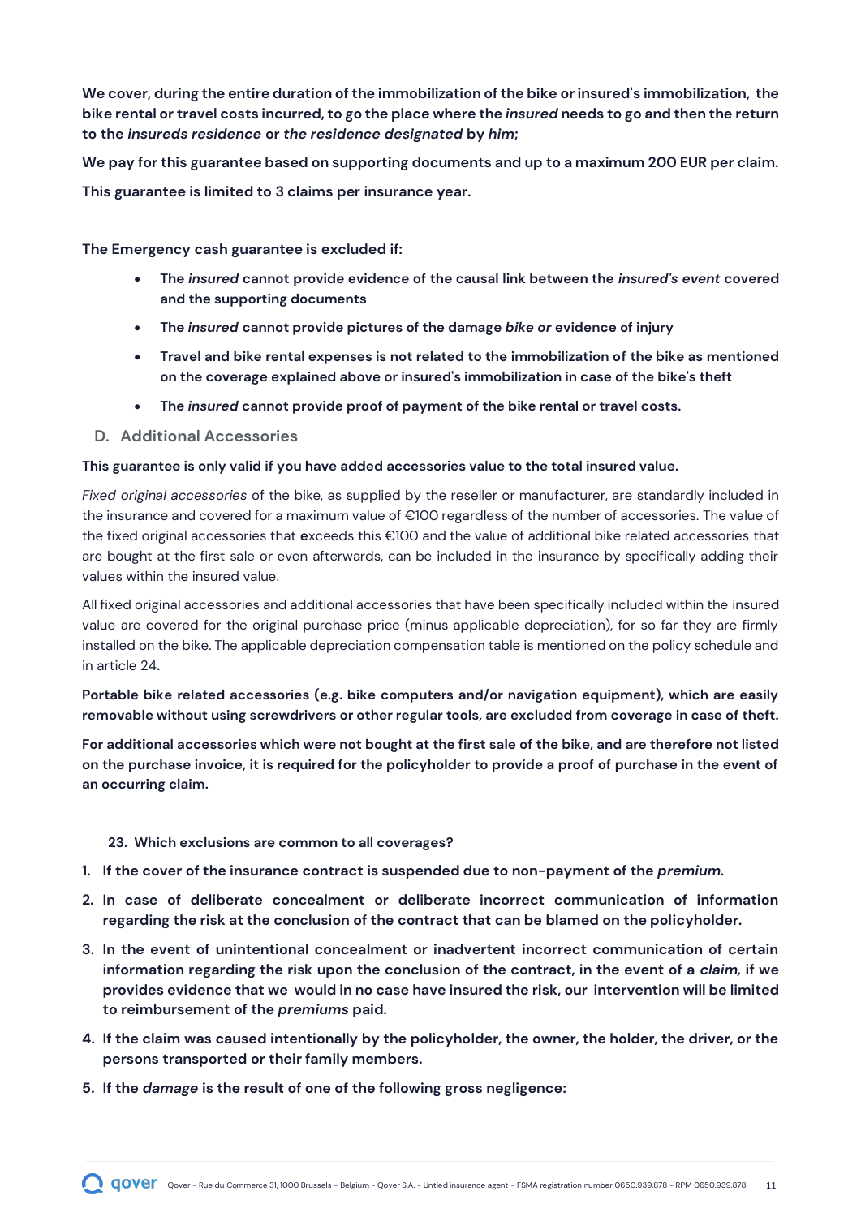**We cover, during the entire duration of the immobilization of the bike or insured's immobilization, the bike rental or travel costs incurred, to go the place where the *insured* needs to go and then the return to the *insureds residence* or *the residence designated* by *him*;**

**We pay for this guarantee based on supporting documents and up to a maximum 200 EUR per claim.**

**This guarantee is limited to 3 claims per insurance year.**

**<u>The Emergency cash guarantee is excluded if:</u>**

- **The *insured* cannot provide evidence of the causal link between the *insured's event* covered and the supporting documents**
- **The *insured* cannot provide pictures of the damage *bike or* evidence of injury**
- **Travel and bike rental expenses is not related to the immobilization of the bike as mentioned on the coverage explained above or insured's immobilization in case of the bike's theft**
- **The *insured* cannot provide proof of payment of the bike rental or travel costs.**

### D. Additional Accessories

**This guarantee is only valid if you have added accessories value to the total insured value.**

*Fixed original accessories* of the bike, as supplied by the reseller or manufacturer, are standardly included in the insurance and covered for a maximum value of €100 regardless of the number of accessories. The value of the fixed original accessories that **e**xceeds this €100 and the value of additional bike related accessories that are bought at the first sale or even afterwards, can be included in the insurance by specifically adding their values within the insured value.

All fixed original accessories and additional accessories that have been specifically included within the insured value are covered for the original purchase price (minus applicable depreciation), for so far they are firmly installed on the bike. The applicable depreciation compensation table is mentioned on the policy schedule and in article 24**.**

**Portable bike related accessories (e.g. bike computers and/or navigation equipment), which are easily removable without using screwdrivers or other regular tools, are excluded from coverage in case of theft.**

**For additional accessories which were not bought at the first sale of the bike, and are therefore not listed on the purchase invoice, it is required for the policyholder to provide a proof of purchase in the event of an occurring claim.**

## 23. Which exclusions are common to all coverages?

1. **If the cover of the insurance contract is suspended due to non-payment of the *premium*.**
2. **In case of deliberate concealment or deliberate incorrect communication of information regarding the risk at the conclusion of the contract that can be blamed on the policyholder.**
3. **In the event of unintentional concealment or inadvertent incorrect communication of certain information regarding the risk upon the conclusion of the contract, in the event of a *claim,* if we provides evidence that we would in no case have insured the risk, our intervention will be limited to reimbursement of the *premiums* paid.**
4. **If the claim was caused intentionally by the policyholder, the owner, the holder, the driver, or the persons transported or their family members.**
5. **If the *damage* is the result of one of the following gross negligence:**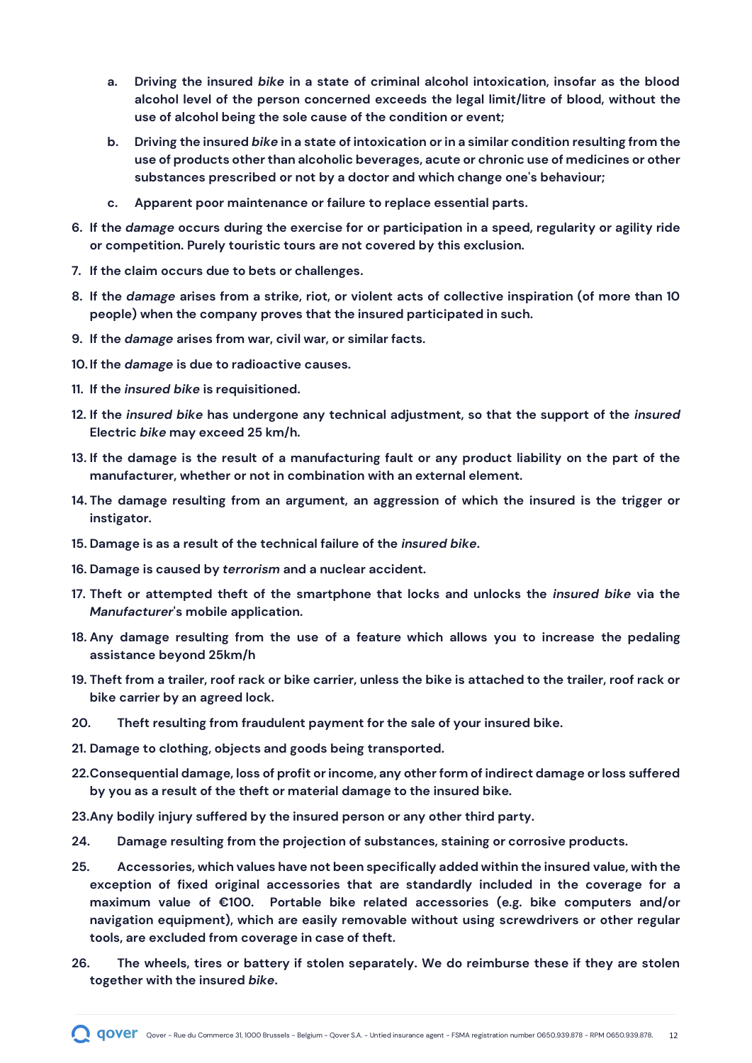a. **Driving the insured *bike* in a state of criminal alcohol intoxication, insofar as the blood alcohol level of the person concerned exceeds the legal limit/litre of blood, without the use of alcohol being the sole cause of the condition or event;**

   b. **Driving the insured *bike* in a state of intoxication or in a similar condition resulting from the use of products other than alcoholic beverages, acute or chronic use of medicines or other substances prescribed or not by a doctor and which change one's behaviour;**

   c. **Apparent poor maintenance or failure to replace essential parts.**

6. **If the *damage* occurs during the exercise for or participation in a speed, regularity or agility ride or competition. Purely touristic tours are not covered by this exclusion.**
7. **If the claim occurs due to bets or challenges.**
8. **If the *damage* arises from a strike, riot, or violent acts of collective inspiration (of more than 10 people) when the company proves that the insured participated in such.**
9. **If the *damage* arises from war, civil war, or similar facts.**
10. **If the *damage* is due to radioactive causes.**
11. **If the *insured bike* is requisitioned.**
12. **If the *insured bike* has undergone any technical adjustment, so that the support of the *insured* Electric *bike* may exceed 25 km/h.**
13. **If the damage is the result of a manufacturing fault or any product liability on the part of the manufacturer, whether or not in combination with an external element.**
14. **The damage resulting from an argument, an aggression of which the insured is the trigger or instigator.**
15. **Damage is as a result of the technical failure of the *insured bike*.**
16. **Damage is caused by *terrorism* and a nuclear accident.**
17. **Theft or attempted theft of the smartphone that locks and unlocks the *insured bike* via the *Manufacturer*'s mobile application.**
18. **Any damage resulting from the use of a feature which allows you to increase the pedaling assistance beyond 25km/h**
19. **Theft from a trailer, roof rack or bike carrier, unless the bike is attached to the trailer, roof rack or bike carrier by an agreed lock.**
20. **Theft resulting from fraudulent payment for the sale of your insured bike.**
21. **Damage to clothing, objects and goods being transported.**
22. **Consequential damage, loss of profit or income, any other form of indirect damage or loss suffered by you as a result of the theft or material damage to the insured bike.**
23. **Any bodily injury suffered by the insured person or any other third party.**
24. **Damage resulting from the projection of substances, staining or corrosive products.**
25. **Accessories, which values have not been specifically added within the insured value, with the exception of fixed original accessories that are standardly included in the coverage for a maximum value of €100. Portable bike related accessories (e.g. bike computers and/or navigation equipment), which are easily removable without using screwdrivers or other regular tools, are excluded from coverage in case of theft.**
26. **The wheels, tires or battery if stolen separately. We do reimburse these if they are stolen together with the insured *bike*.**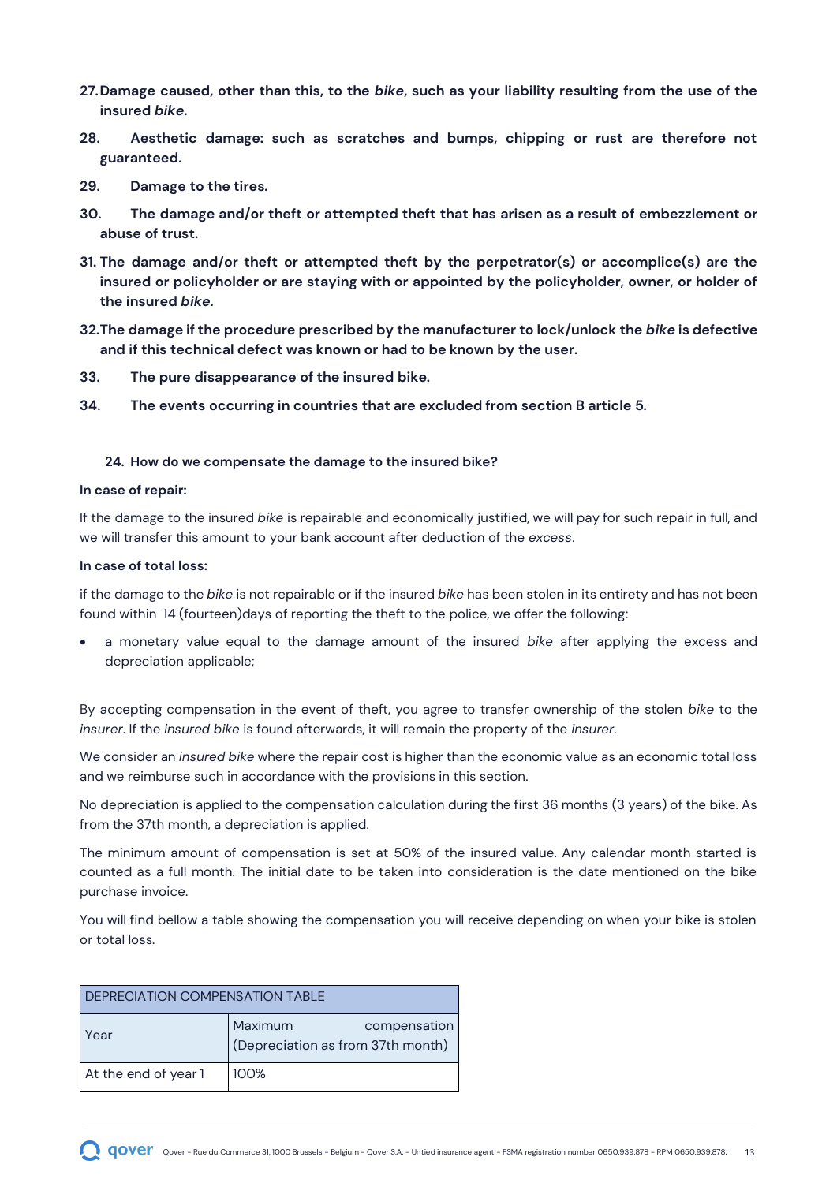27. **Damage caused, other than this, to the *bike*, such as your liability resulting from the use of the insured *bike*.**

28. **Aesthetic damage: such as scratches and bumps, chipping or rust are therefore not guaranteed.**

29. **Damage to the tires.**

30. **The damage and/or theft or attempted theft that has arisen as a result of embezzlement or abuse of trust.**

31. **The damage and/or theft or attempted theft by the perpetrator(s) or accomplice(s) are the insured or policyholder or are staying with or appointed by the policyholder, owner, or holder of the insured *bike*.**

32. **The damage if the procedure prescribed by the manufacturer to lock/unlock the *bike* is defective and if this technical defect was known or had to be known by the user.**

33. **The pure disappearance of the insured bike.**

34. **The events occurring in countries that are excluded from section B article 5.**

### 24. How do we compensate the damage to the insured bike?

**In case of repair:**

If the damage to the insured *bike* is repairable and economically justified, we will pay for such repair in full, and we will transfer this amount to your bank account after deduction of the *excess*.

**In case of total loss:**

if the damage to the *bike* is not repairable or if the insured *bike* has been stolen in its entirety and has not been found within 14 (fourteen)days of reporting the theft to the police, we offer the following:

- a monetary value equal to the damage amount of the insured *bike* after applying the excess and depreciation applicable;

By accepting compensation in the event of theft, you agree to transfer ownership of the stolen *bike* to the *insurer*. If the *insured bike* is found afterwards, it will remain the property of the *insurer*.

We consider an *insured bike* where the repair cost is higher than the economic value as an economic total loss and we reimburse such in accordance with the provisions in this section.

No depreciation is applied to the compensation calculation during the first 36 months (3 years) of the bike. As from the 37th month, a depreciation is applied.

The minimum amount of compensation is set at 50% of the insured value. Any calendar month started is counted as a full month. The initial date to be taken into consideration is the date mentioned on the bike purchase invoice.

You will find bellow a table showing the compensation you will receive depending on when your bike is stolen or total loss.

| DEPRECIATION COMPENSATION TABLE | |
|---|---|
| Year | Maximum compensation (Depreciation as from 37th month) |
| At the end of year 1 | 100% |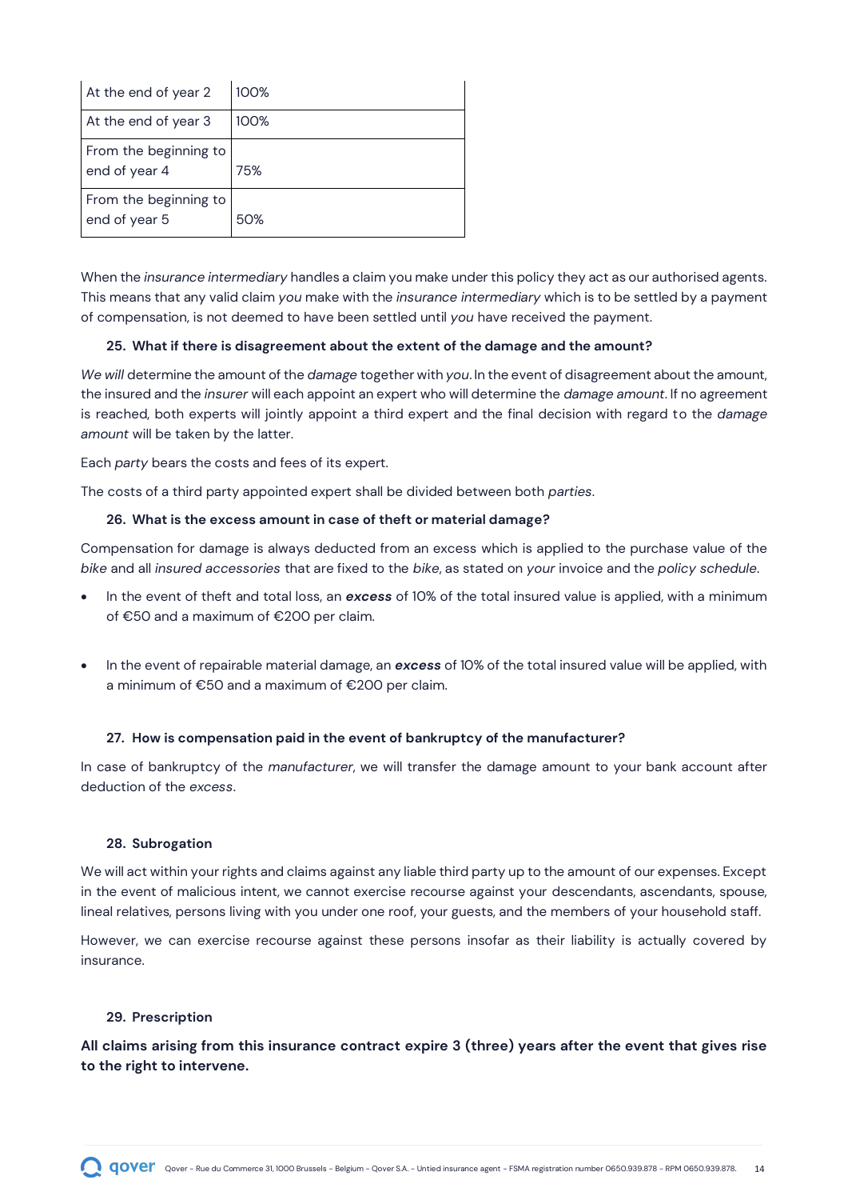| At the end of year 2 | 100% |
|---|---|
| At the end of year 3 | 100% |
| From the beginning to end of year 4 | 75% |
| From the beginning to end of year 5 | 50% |

When the *insurance intermediary* handles a claim you make under this policy they act as our authorised agents. This means that any valid claim *you* make with the *insurance intermediary* which is to be settled by a payment of compensation, is not deemed to have been settled until *you* have received the payment.

### 25. What if there is disagreement about the extent of the damage and the amount?

*We will* determine the amount of the *damage* together with *you*. In the event of disagreement about the amount, the insured and the *insurer* will each appoint an expert who will determine the *damage amount*. If no agreement is reached, both experts will jointly appoint a third expert and the final decision with regard to the *damage amount* will be taken by the latter.

Each *party* bears the costs and fees of its expert.

The costs of a third party appointed expert shall be divided between both *parties*.

### 26. What is the excess amount in case of theft or material damage?

Compensation for damage is always deducted from an excess which is applied to the purchase value of the *bike* and all *insured accessories* that are fixed to the *bike*, as stated on *your* invoice and the *policy schedule*.

- In the event of theft and total loss, an ***excess*** of 10% of the total insured value is applied, with a minimum of €50 and a maximum of €200 per claim.

- In the event of repairable material damage, an ***excess*** of 10% of the total insured value will be applied, with a minimum of €50 and a maximum of €200 per claim.

### 27. How is compensation paid in the event of bankruptcy of the manufacturer?

In case of bankruptcy of the *manufacturer*, we will transfer the damage amount to your bank account after deduction of the *excess*.

### 28. Subrogation

We will act within your rights and claims against any liable third party up to the amount of our expenses. Except in the event of malicious intent, we cannot exercise recourse against your descendants, ascendants, spouse, lineal relatives, persons living with you under one roof, your guests, and the members of your household staff.

However, we can exercise recourse against these persons insofar as their liability is actually covered by insurance.

### 29. Prescription

**All claims arising from this insurance contract expire 3 (three) years after the event that gives rise to the right to intervene.**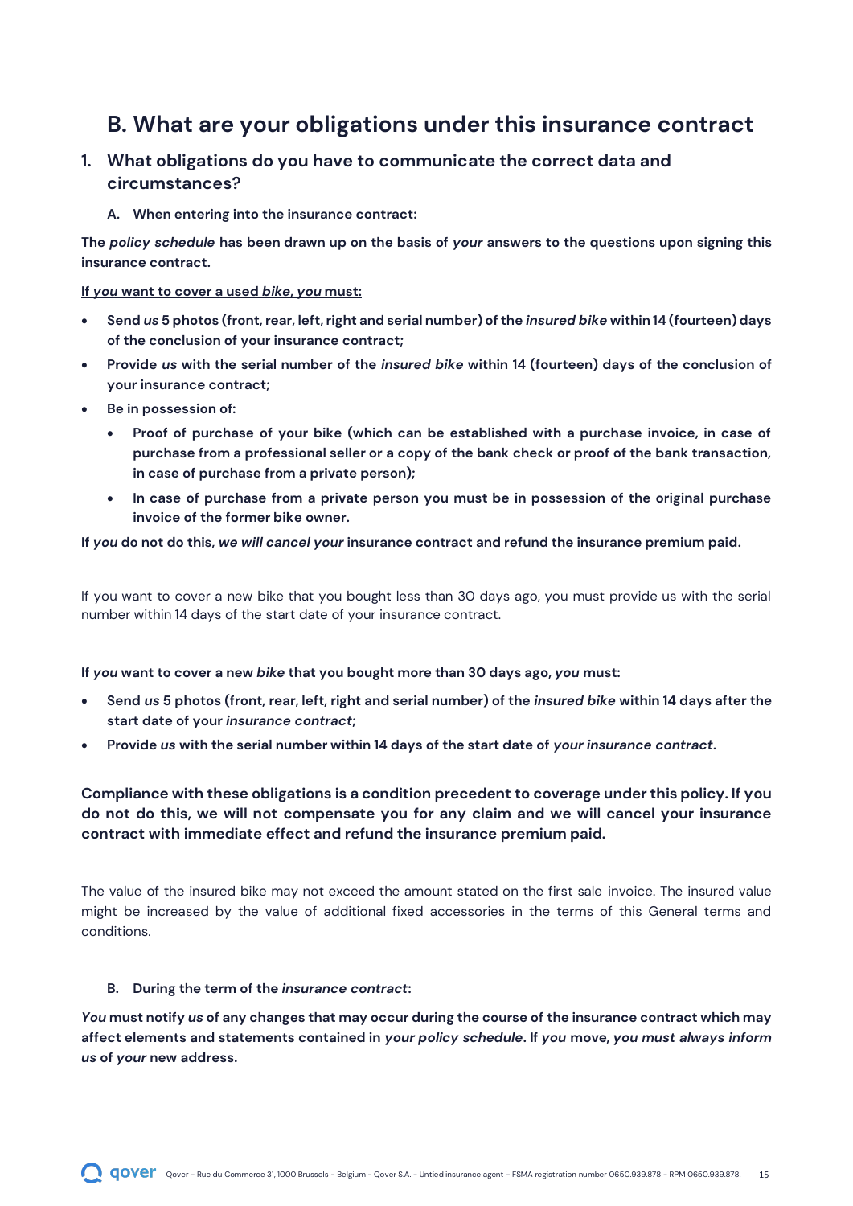## B. What are your obligations under this insurance contract

### 1. What obligations do you have to communicate the correct data and circumstances?

#### A. When entering into the insurance contract:

**The *policy schedule* has been drawn up on the basis of *your* answers to the questions upon signing this insurance contract.**

**<u>If *you* want to cover a used *bike*, *you* must:</u>**

- **Send *us* 5 photos (front, rear, left, right and serial number) of the *insured bike* within 14 (fourteen) days of the conclusion of your insurance contract;**
- **Provide *us* with the serial number of the *insured bike* within 14 (fourteen) days of the conclusion of your insurance contract;**
- **Be in possession of:**
  - **Proof of purchase of your bike (which can be established with a purchase invoice, in case of purchase from a professional seller or a copy of the bank check or proof of the bank transaction, in case of purchase from a private person);**
  - **In case of purchase from a private person you must be in possession of the original purchase invoice of the former bike owner.**

**If *you* do not do this, *we will cancel your* insurance contract and refund the insurance premium paid.**

If you want to cover a new bike that you bought less than 30 days ago, you must provide us with the serial number within 14 days of the start date of your insurance contract.

**<u>If *you* want to cover a new *bike* that you bought more than 30 days ago, *you* must:</u>**

- **Send *us* 5 photos (front, rear, left, right and serial number) of the *insured bike* within 14 days after the start date of your *insurance contract*;**
- **Provide *us* with the serial number within 14 days of the start date of *your insurance contract*.**

**Compliance with these obligations is a condition precedent to coverage under this policy. If you do not do this, we will not compensate you for any claim and we will cancel your insurance contract with immediate effect and refund the insurance premium paid.**

The value of the insured bike may not exceed the amount stated on the first sale invoice. The insured value might be increased by the value of additional fixed accessories in the terms of this General terms and conditions.

#### B. During the term of the *insurance contract*:

***You* must notify *us* of any changes that may occur during the course of the insurance contract which may affect elements and statements contained in *your policy schedule*. If *you* move, *you must always inform us* of *your* new address.**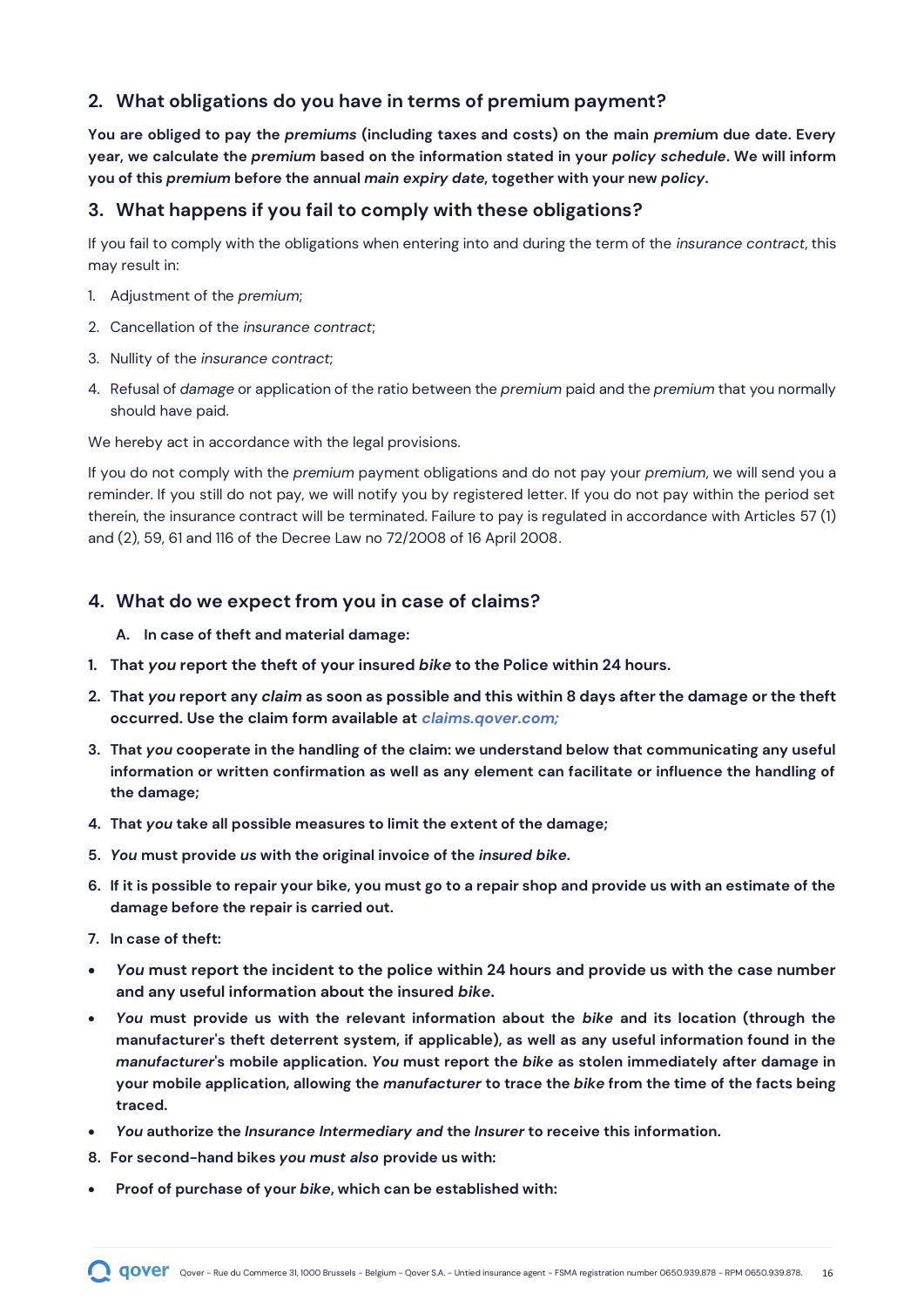## 2. What obligations do you have in terms of premium payment?

**You are obliged to pay the *premiums* (including taxes and costs) on the main *premium* due date. Every year, we calculate the *premium* based on the information stated in your *policy schedule*. We will inform you of this *premium* before the annual *main expiry date*, together with your new *policy*.**

## 3. What happens if you fail to comply with these obligations?

If you fail to comply with the obligations when entering into and during the term of the *insurance contract*, this may result in:

1. Adjustment of the *premium*;
2. Cancellation of the *insurance contract*;
3. Nullity of the *insurance contract*;
4. Refusal of *damage* or application of the ratio between the *premium* paid and the *premium* that you normally should have paid.

We hereby act in accordance with the legal provisions.

If you do not comply with the *premium* payment obligations and do not pay your *premium*, we will send you a reminder. If you still do not pay, we will notify you by registered letter. If you do not pay within the period set therein, the insurance contract will be terminated. Failure to pay is regulated in accordance with Articles 57 (1) and (2), 59, 61 and 116 of the Decree Law no 72/2008 of 16 April 2008.

## 4. What do we expect from you in case of claims?

**A. In case of theft and material damage:**

1. **That *you* report the theft of your insured *bike* to the Police within 24 hours.**
2. **That *you* report any *claim* as soon as possible and this within 8 days after the damage or the theft occurred. Use the claim form available at *claims.qover.com;***
3. **That *you* cooperate in the handling of the claim: we understand below that communicating any useful information or written confirmation as well as any element can facilitate or influence the handling of the damage;**
4. **That *you* take all possible measures to limit the extent of the damage;**
5. ***You* must provide *us* with the original invoice of the *insured bike*.**
6. **If it is possible to repair your bike, you must go to a repair shop and provide us with an estimate of the damage before the repair is carried out.**
7. **In case of theft:**

- ***You* must report the incident to the police within 24 hours and provide us with the case number and any useful information about the insured *bike*.**
- ***You* must provide us with the relevant information about the *bike* and its location (through the manufacturer's theft deterrent system, if applicable), as well as any useful information found in the *manufacturer*'s mobile application. *You* must report the *bike* as stolen immediately after damage in your mobile application, allowing the *manufacturer* to trace the *bike* from the time of the facts being traced.**
- ***You* authorize the *Insurance Intermediary and* the *Insurer* to receive this information.**

8. **For second-hand bikes *you must also* provide us with:**

- **Proof of purchase of your *bike*, which can be established with:**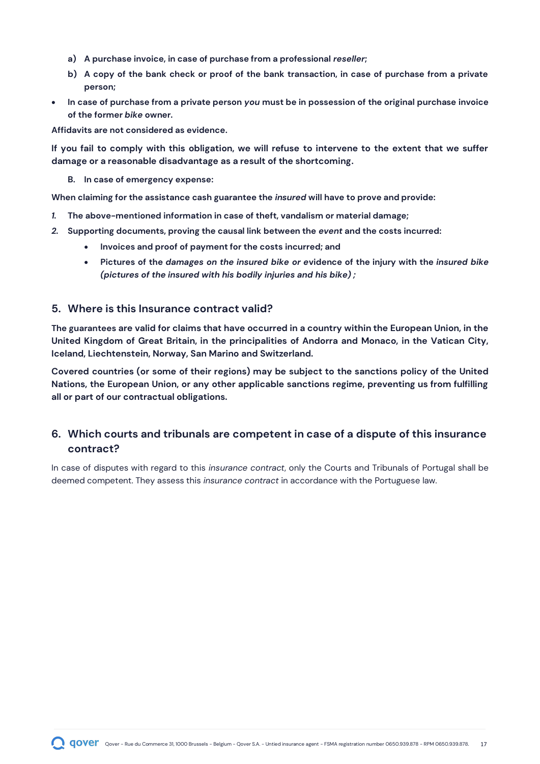a) **A purchase invoice, in case of purchase from a professional *reseller*;**
b) **A copy of the bank check or proof of the bank transaction, in case of purchase from a private person;**

- **In case of purchase from a private person *you* must be in possession of the original purchase invoice of the former *bike* owner.**

**Affidavits are not considered as evidence.**

**If you fail to comply with this obligation, we will refuse to intervene to the extent that we suffer damage or a reasonable disadvantage as a result of the shortcoming.**

B. **In case of emergency expense:**

**When claiming for the assistance cash guarantee the *insured* will have to prove and provide:**

1. **The above-mentioned information in case of theft, vandalism or material damage;**
2. **Supporting documents, proving the causal link between the *event* and the costs incurred:**
   - **Invoices and proof of payment for the costs incurred; and**
   - **Pictures of the *damages on the insured bike or* evidence of the injury with the *insured bike (pictures of the insured with his bodily injuries and his bike) ;***

## 5. Where is this Insurance contract valid?

**The guarantees are valid for claims that have occurred in a country within the European Union, in the United Kingdom of Great Britain, in the principalities of Andorra and Monaco, in the Vatican City, Iceland, Liechtenstein, Norway, San Marino and Switzerland.**

**Covered countries (or some of their regions) may be subject to the sanctions policy of the United Nations, the European Union, or any other applicable sanctions regime, preventing us from fulfilling all or part of our contractual obligations.**

## 6. Which courts and tribunals are competent in case of a dispute of this insurance contract?

In case of disputes with regard to this *insurance contract*, only the Courts and Tribunals of Portugal shall be deemed competent. They assess this *insurance contract* in accordance with the Portuguese law.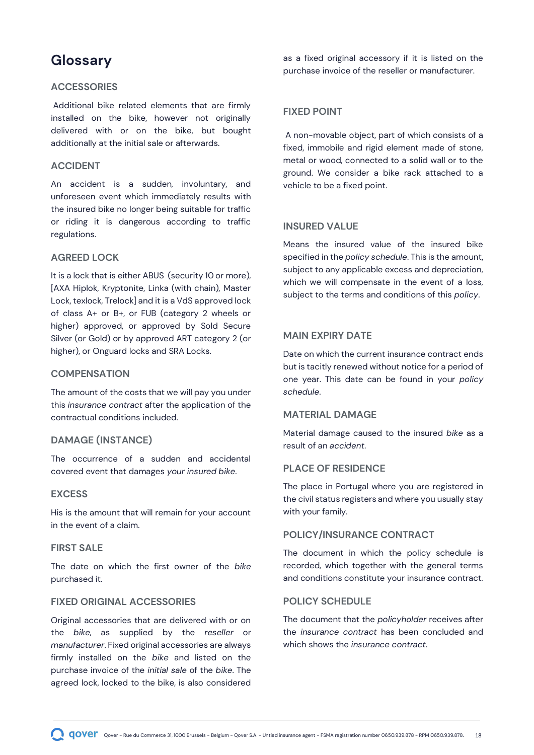# Glossary

## ACCESSORIES

Additional bike related elements that are firmly installed on the bike, however not originally delivered with or on the bike, but bought additionally at the initial sale or afterwards.

## ACCIDENT

An accident is a sudden, involuntary, and unforeseen event which immediately results with the insured bike no longer being suitable for traffic or riding it is dangerous according to traffic regulations.

## AGREED LOCK

It is a lock that is either ABUS (security 10 or more), [AXA Hiplok, Kryptonite, Linka (with chain), Master Lock, texlock, Trelock] and it is a VdS approved lock of class A+ or B+, or FUB (category 2 wheels or higher) approved, or approved by Sold Secure Silver (or Gold) or by approved ART category 2 (or higher), or Onguard locks and SRA Locks.

## COMPENSATION

The amount of the costs that we will pay you under this *insurance contract* after the application of the contractual conditions included.

## DAMAGE (INSTANCE)

The occurrence of a sudden and accidental covered event that damages *your insured bike*.

## EXCESS

His is the amount that will remain for your account in the event of a claim.

## FIRST SALE

The date on which the first owner of the *bike* purchased it.

## FIXED ORIGINAL ACCESSORIES

Original accessories that are delivered with or on the *bike*, as supplied by the *reseller* or *manufacturer*. Fixed original accessories are always firmly installed on the *bike* and listed on the purchase invoice of the *initial sale* of the *bike*. The agreed lock, locked to the bike, is also considered as a fixed original accessory if it is listed on the purchase invoice of the reseller or manufacturer.

## FIXED POINT

A non-movable object, part of which consists of a fixed, immobile and rigid element made of stone, metal or wood, connected to a solid wall or to the ground. We consider a bike rack attached to a vehicle to be a fixed point.

## INSURED VALUE

Means the insured value of the insured bike specified in the *policy schedule*. This is the amount, subject to any applicable excess and depreciation, which we will compensate in the event of a loss, subject to the terms and conditions of this *policy*.

## MAIN EXPIRY DATE

Date on which the current insurance contract ends but is tacitly renewed without notice for a period of one year. This date can be found in your *policy schedule*.

## MATERIAL DAMAGE

Material damage caused to the insured *bike* as a result of an *accident*.

## PLACE OF RESIDENCE

The place in Portugal where you are registered in the civil status registers and where you usually stay with your family.

## POLICY/INSURANCE CONTRACT

The document in which the policy schedule is recorded, which together with the general terms and conditions constitute your insurance contract.

## POLICY SCHEDULE

The document that the *policyholder* receives after the *insurance contract* has been concluded and which shows the *insurance contract*.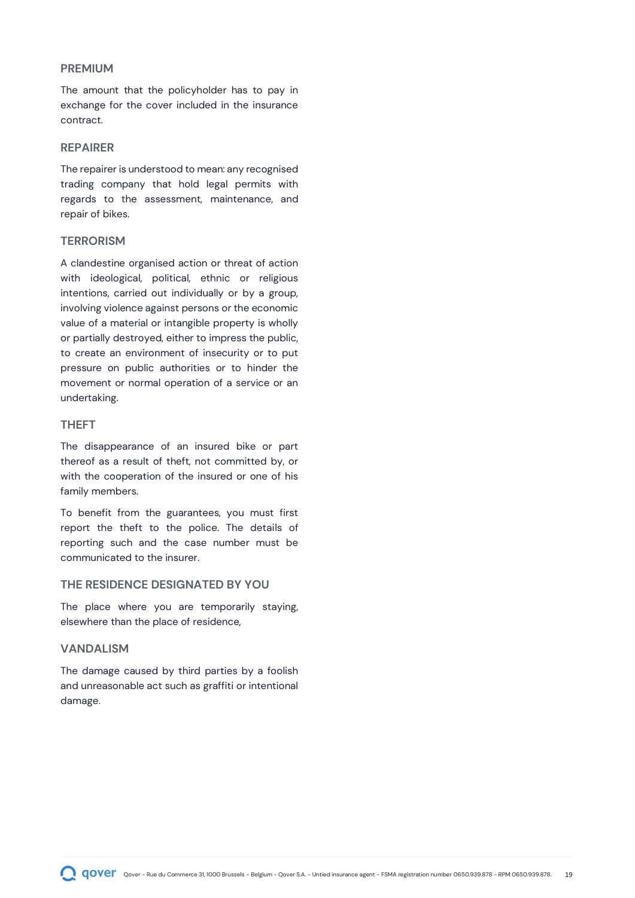### PREMIUM

The amount that the policyholder has to pay in exchange for the cover included in the insurance contract.

### REPAIRER

The repairer is understood to mean: any recognised trading company that hold legal permits with regards to the assessment, maintenance, and repair of bikes.

### TERRORISM

A clandestine organised action or threat of action with ideological, political, ethnic or religious intentions, carried out individually or by a group, involving violence against persons or the economic value of a material or intangible property is wholly or partially destroyed, either to impress the public, to create an environment of insecurity or to put pressure on public authorities or to hinder the movement or normal operation of a service or an undertaking.

### THEFT

The disappearance of an insured bike or part thereof as a result of theft, not committed by, or with the cooperation of the insured or one of his family members.

To benefit from the guarantees, you must first report the theft to the police. The details of reporting such and the case number must be communicated to the insurer.

### THE RESIDENCE DESIGNATED BY YOU

The place where you are temporarily staying, elsewhere than the place of residence,

### VANDALISM

The damage caused by third parties by a foolish and unreasonable act such as graffiti or intentional damage.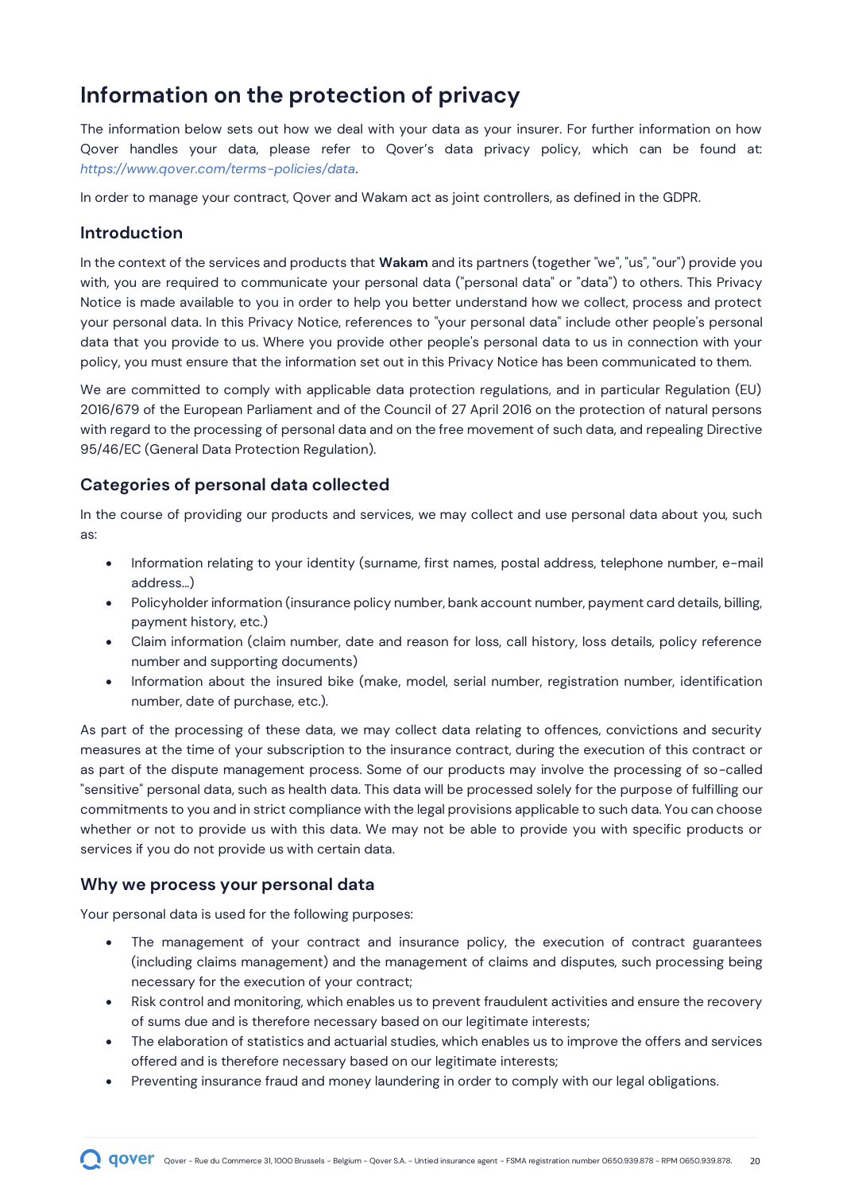# Information on the protection of privacy

The information below sets out how we deal with your data as your insurer. For further information on how Qover handles your data, please refer to Qover's data privacy policy, which can be found at: *https://www.qover.com/terms-policies/data*.

In order to manage your contract, Qover and Wakam act as joint controllers, as defined in the GDPR.

## Introduction

In the context of the services and products that **Wakam** and its partners (together "we", "us", "our") provide you with, you are required to communicate your personal data ("personal data" or "data") to others. This Privacy Notice is made available to you in order to help you better understand how we collect, process and protect your personal data. In this Privacy Notice, references to "your personal data" include other people's personal data that you provide to us. Where you provide other people's personal data to us in connection with your policy, you must ensure that the information set out in this Privacy Notice has been communicated to them.

We are committed to comply with applicable data protection regulations, and in particular Regulation (EU) 2016/679 of the European Parliament and of the Council of 27 April 2016 on the protection of natural persons with regard to the processing of personal data and on the free movement of such data, and repealing Directive 95/46/EC (General Data Protection Regulation).

## Categories of personal data collected

In the course of providing our products and services, we may collect and use personal data about you, such as:

- Information relating to your identity (surname, first names, postal address, telephone number, e-mail address...)
- Policyholder information (insurance policy number, bank account number, payment card details, billing, payment history, etc.)
- Claim information (claim number, date and reason for loss, call history, loss details, policy reference number and supporting documents)
- Information about the insured bike (make, model, serial number, registration number, identification number, date of purchase, etc.).

As part of the processing of these data, we may collect data relating to offences, convictions and security measures at the time of your subscription to the insurance contract, during the execution of this contract or as part of the dispute management process. Some of our products may involve the processing of so-called "sensitive" personal data, such as health data. This data will be processed solely for the purpose of fulfilling our commitments to you and in strict compliance with the legal provisions applicable to such data. You can choose whether or not to provide us with this data. We may not be able to provide you with specific products or services if you do not provide us with certain data.

## Why we process your personal data

Your personal data is used for the following purposes:

- The management of your contract and insurance policy, the execution of contract guarantees (including claims management) and the management of claims and disputes, such processing being necessary for the execution of your contract;
- Risk control and monitoring, which enables us to prevent fraudulent activities and ensure the recovery of sums due and is therefore necessary based on our legitimate interests;
- The elaboration of statistics and actuarial studies, which enables us to improve the offers and services offered and is therefore necessary based on our legitimate interests;
- Preventing insurance fraud and money laundering in order to comply with our legal obligations.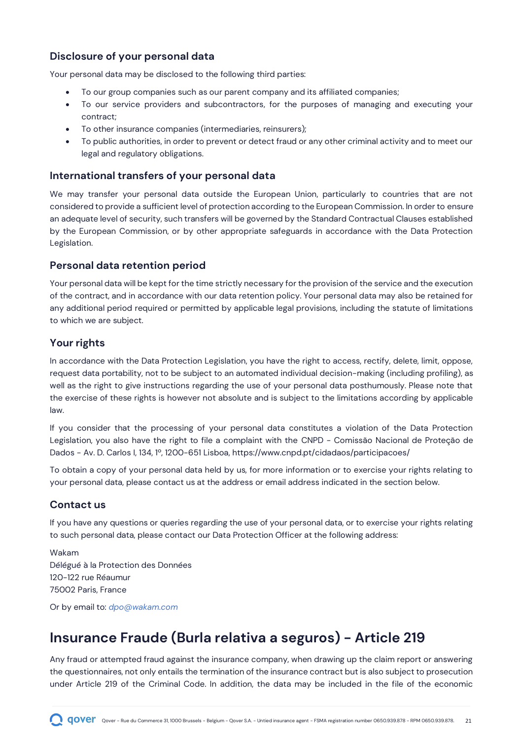### Disclosure of your personal data

Your personal data may be disclosed to the following third parties:

- To our group companies such as our parent company and its affiliated companies;
- To our service providers and subcontractors, for the purposes of managing and executing your contract;
- To other insurance companies (intermediaries, reinsurers);
- To public authorities, in order to prevent or detect fraud or any other criminal activity and to meet our legal and regulatory obligations.

### International transfers of your personal data

We may transfer your personal data outside the European Union, particularly to countries that are not considered to provide a sufficient level of protection according to the European Commission. In order to ensure an adequate level of security, such transfers will be governed by the Standard Contractual Clauses established by the European Commission, or by other appropriate safeguards in accordance with the Data Protection Legislation.

### Personal data retention period

Your personal data will be kept for the time strictly necessary for the provision of the service and the execution of the contract, and in accordance with our data retention policy. Your personal data may also be retained for any additional period required or permitted by applicable legal provisions, including the statute of limitations to which we are subject.

### Your rights

In accordance with the Data Protection Legislation, you have the right to access, rectify, delete, limit, oppose, request data portability, not to be subject to an automated individual decision-making (including profiling), as well as the right to give instructions regarding the use of your personal data posthumously. Please note that the exercise of these rights is however not absolute and is subject to the limitations according by applicable law.

If you consider that the processing of your personal data constitutes a violation of the Data Protection Legislation, you also have the right to file a complaint with the CNPD - Comissão Nacional de Proteção de Dados - Av. D. Carlos I, 134, 1º, 1200-651 Lisboa, https://www.cnpd.pt/cidadaos/participacoes/

To obtain a copy of your personal data held by us, for more information or to exercise your rights relating to your personal data, please contact us at the address or email address indicated in the section below.

### Contact us

If you have any questions or queries regarding the use of your personal data, or to exercise your rights relating to such personal data, please contact our Data Protection Officer at the following address:

Wakam
Délégué à la Protection des Données
120-122 rue Réaumur
75002 Paris, France

Or by email to: *dpo@wakam.com*

## Insurance Fraude (Burla relativa a seguros) - Article 219

Any fraud or attempted fraud against the insurance company, when drawing up the claim report or answering the questionnaires, not only entails the termination of the insurance contract but is also subject to prosecution under Article 219 of the Criminal Code. In addition, the data may be included in the file of the economic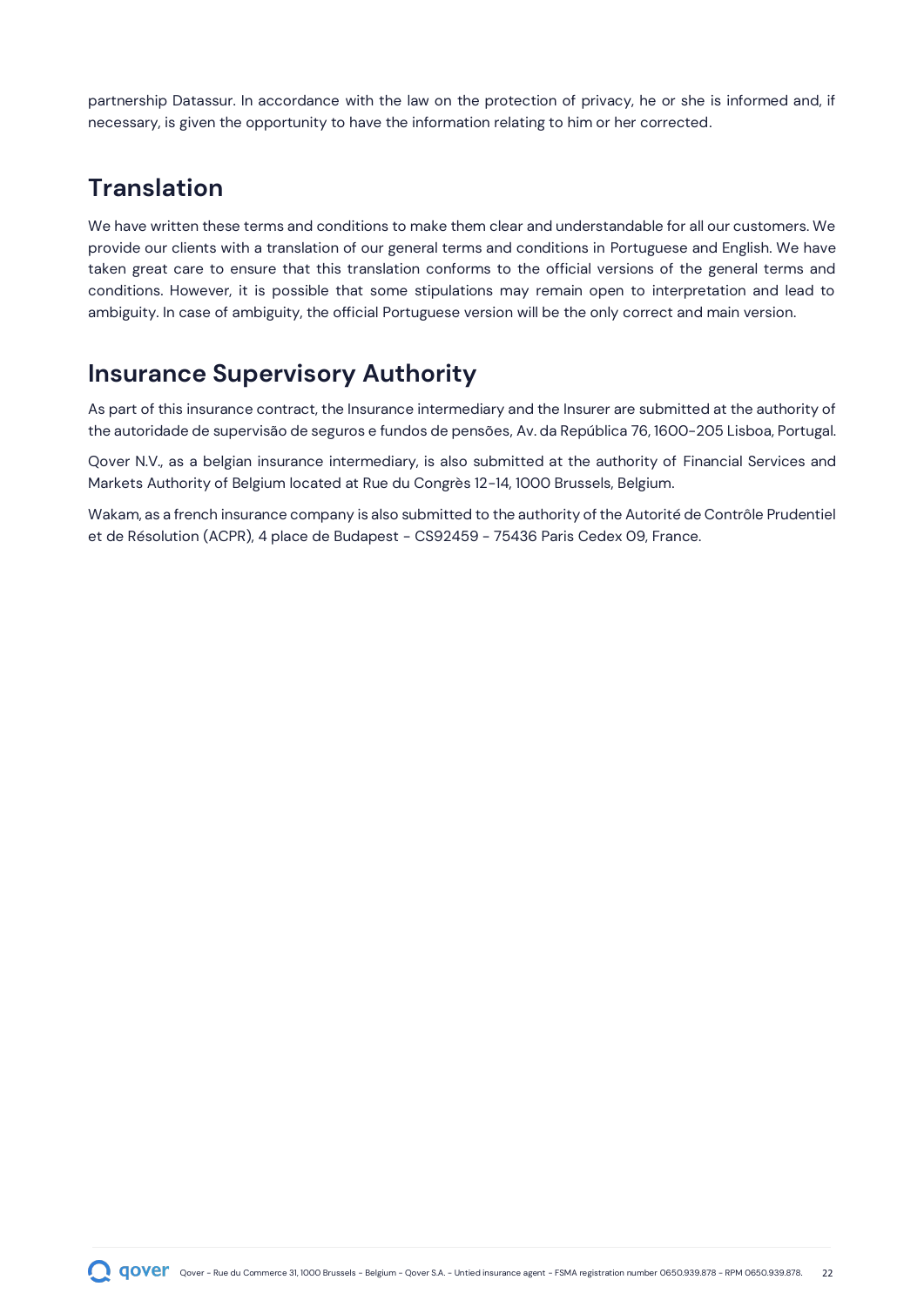partnership Datassur. In accordance with the law on the protection of privacy, he or she is informed and, if necessary, is given the opportunity to have the information relating to him or her corrected.

## Translation

We have written these terms and conditions to make them clear and understandable for all our customers. We provide our clients with a translation of our general terms and conditions in Portuguese and English. We have taken great care to ensure that this translation conforms to the official versions of the general terms and conditions. However, it is possible that some stipulations may remain open to interpretation and lead to ambiguity. In case of ambiguity, the official Portuguese version will be the only correct and main version.

## Insurance Supervisory Authority

As part of this insurance contract, the Insurance intermediary and the Insurer are submitted at the authority of the autoridade de supervisão de seguros e fundos de pensões, Av. da República 76, 1600-205 Lisboa, Portugal.

Qover N.V., as a belgian insurance intermediary, is also submitted at the authority of Financial Services and Markets Authority of Belgium located at Rue du Congrès 12-14, 1000 Brussels, Belgium.

Wakam, as a french insurance company is also submitted to the authority of the Autorité de Contrôle Prudentiel et de Résolution (ACPR), 4 place de Budapest - CS92459 - 75436 Paris Cedex 09, France.